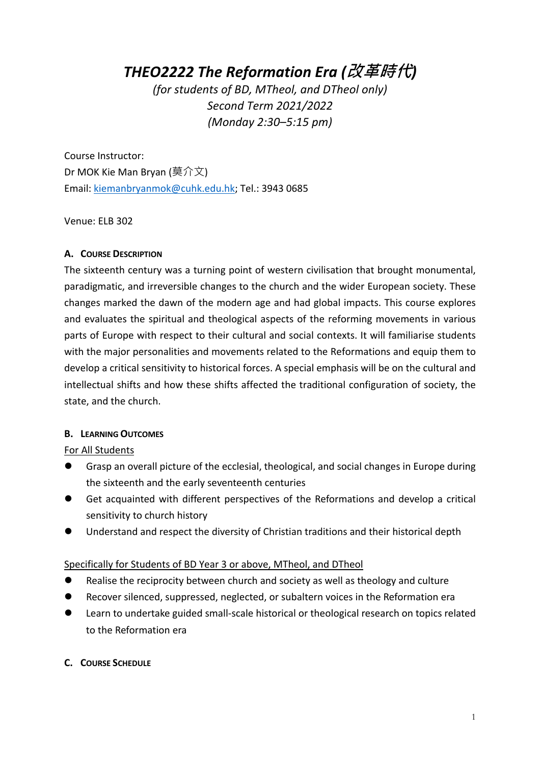# *THEO2222 The Reformation Era (改革時代)*

*(for students of BD, MTheol, and DTheol only)*
*Second Term 2021/2022*
*(Monday 2:30–5:15 pm)*

Course Instructor:
Dr MOK Kie Man Bryan (莫介文)
Email: kiemanbryanmok@cuhk.edu.hk; Tel.: 3943 0685

Venue: ELB 302

### A. Course Description

The sixteenth century was a turning point of western civilisation that brought monumental, paradigmatic, and irreversible changes to the church and the wider European society. These changes marked the dawn of the modern age and had global impacts. This course explores and evaluates the spiritual and theological aspects of the reforming movements in various parts of Europe with respect to their cultural and social contexts. It will familiarise students with the major personalities and movements related to the Reformations and equip them to develop a critical sensitivity to historical forces. A special emphasis will be on the cultural and intellectual shifts and how these shifts affected the traditional configuration of society, the state, and the church.

### B. Learning Outcomes

<u>For All Students</u>

- Grasp an overall picture of the ecclesial, theological, and social changes in Europe during the sixteenth and the early seventeenth centuries
- Get acquainted with different perspectives of the Reformations and develop a critical sensitivity to church history
- Understand and respect the diversity of Christian traditions and their historical depth

<u>Specifically for Students of BD Year 3 or above, MTheol, and DTheol</u>

- Realise the reciprocity between church and society as well as theology and culture
- Recover silenced, suppressed, neglected, or subaltern voices in the Reformation era
- Learn to undertake guided small-scale historical or theological research on topics related to the Reformation era

### C. Course Schedule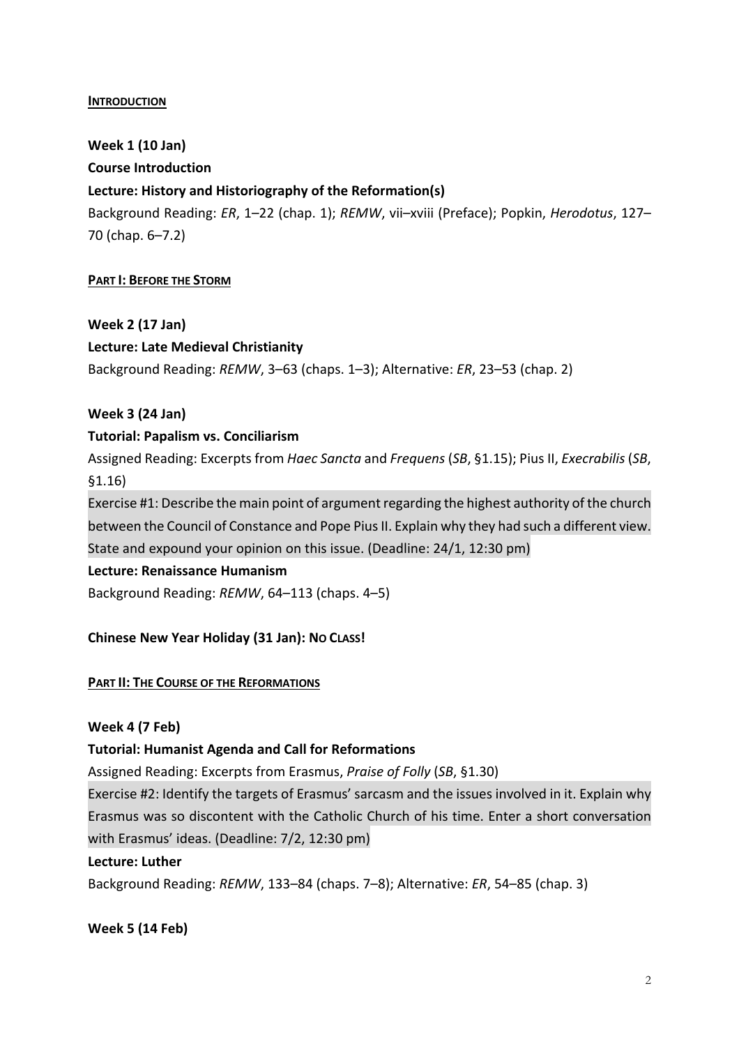## INTRODUCTION

**Week 1 (10 Jan)**

**Course Introduction**

**Lecture: History and Historiography of the Reformation(s)**

Background Reading: *ER*, 1–22 (chap. 1); *REMW*, vii–xviii (Preface); Popkin, *Herodotus*, 127–70 (chap. 6–7.2)

## PART I: BEFORE THE STORM

**Week 2 (17 Jan)**

**Lecture: Late Medieval Christianity**

Background Reading: *REMW*, 3–63 (chaps. 1–3); Alternative: *ER*, 23–53 (chap. 2)

**Week 3 (24 Jan)**

**Tutorial: Papalism vs. Conciliarism**

Assigned Reading: Excerpts from *Haec Sancta* and *Frequens* (*SB*, §1.15); Pius II, *Execrabilis* (*SB*, §1.16)

Exercise #1: Describe the main point of argument regarding the highest authority of the church between the Council of Constance and Pope Pius II. Explain why they had such a different view. State and expound your opinion on this issue. (Deadline: 24/1, 12:30 pm)

**Lecture: Renaissance Humanism**

Background Reading: *REMW*, 64–113 (chaps. 4–5)

**Chinese New Year Holiday (31 Jan): NO CLASS!**

## PART II: THE COURSE OF THE REFORMATIONS

**Week 4 (7 Feb)**

**Tutorial: Humanist Agenda and Call for Reformations**

Assigned Reading: Excerpts from Erasmus, *Praise of Folly* (*SB*, §1.30)

Exercise #2: Identify the targets of Erasmus' sarcasm and the issues involved in it. Explain why Erasmus was so discontent with the Catholic Church of his time. Enter a short conversation with Erasmus' ideas. (Deadline: 7/2, 12:30 pm)

**Lecture: Luther**

Background Reading: *REMW*, 133–84 (chaps. 7–8); Alternative: *ER*, 54–85 (chap. 3)

**Week 5 (14 Feb)**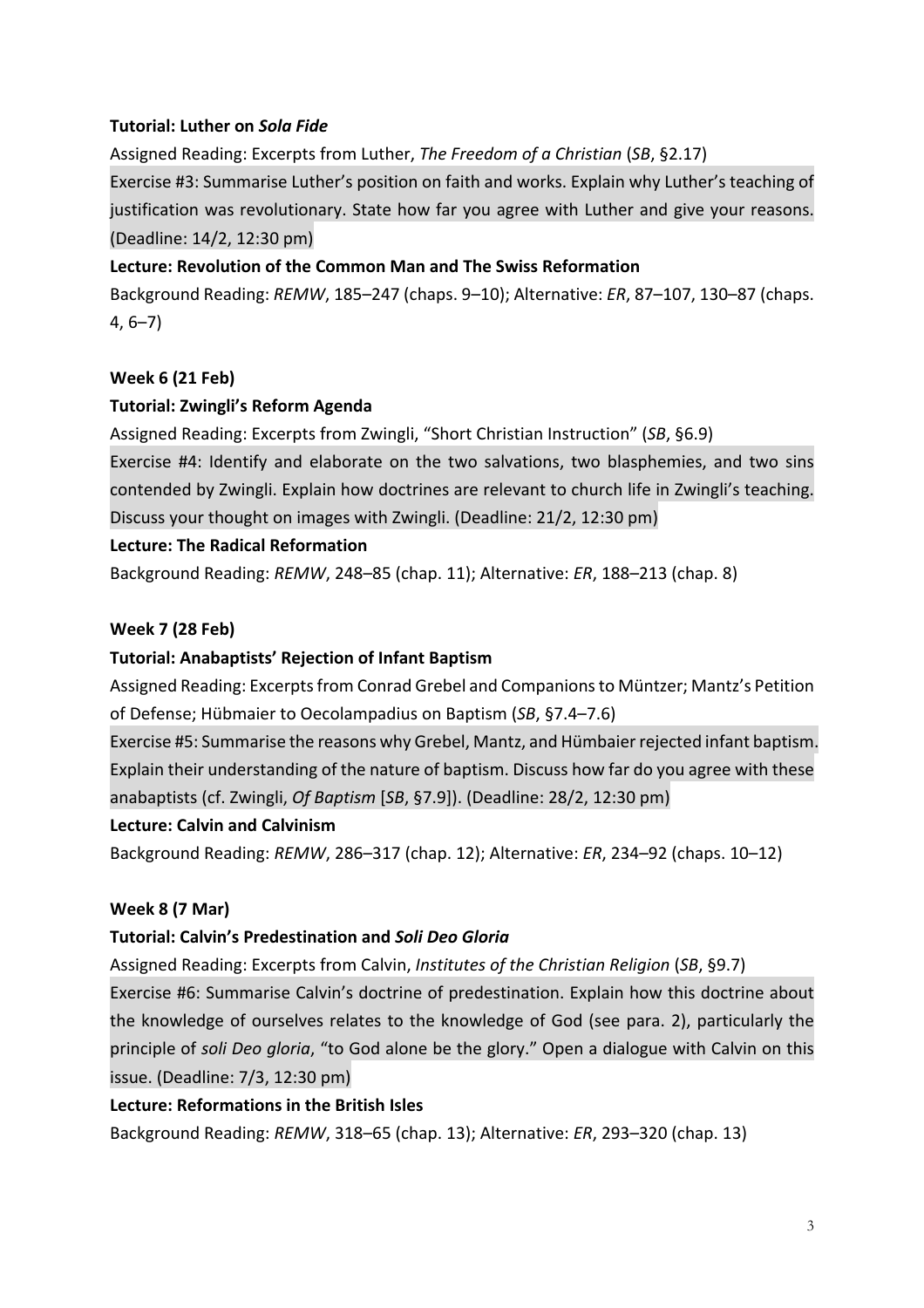**Tutorial: Luther on *Sola Fide***

Assigned Reading: Excerpts from Luther, *The Freedom of a Christian* (*SB*, §2.17)

Exercise #3: Summarise Luther's position on faith and works. Explain why Luther's teaching of justification was revolutionary. State how far you agree with Luther and give your reasons. (Deadline: 14/2, 12:30 pm)

**Lecture: Revolution of the Common Man and The Swiss Reformation**

Background Reading: *REMW*, 185–247 (chaps. 9–10); Alternative: *ER*, 87–107, 130–87 (chaps. 4, 6–7)

**Week 6 (21 Feb)**

**Tutorial: Zwingli's Reform Agenda**

Assigned Reading: Excerpts from Zwingli, "Short Christian Instruction" (*SB*, §6.9)

Exercise #4: Identify and elaborate on the two salvations, two blasphemies, and two sins contended by Zwingli. Explain how doctrines are relevant to church life in Zwingli's teaching. Discuss your thought on images with Zwingli. (Deadline: 21/2, 12:30 pm)

**Lecture: The Radical Reformation**

Background Reading: *REMW*, 248–85 (chap. 11); Alternative: *ER*, 188–213 (chap. 8)

**Week 7 (28 Feb)**

**Tutorial: Anabaptists' Rejection of Infant Baptism**

Assigned Reading: Excerpts from Conrad Grebel and Companions to Müntzer; Mantz's Petition of Defense; Hübmaier to Oecolampadius on Baptism (*SB*, §7.4–7.6)

Exercise #5: Summarise the reasons why Grebel, Mantz, and Hümbaier rejected infant baptism. Explain their understanding of the nature of baptism. Discuss how far do you agree with these anabaptists (cf. Zwingli, *Of Baptism* [*SB*, §7.9]). (Deadline: 28/2, 12:30 pm)

**Lecture: Calvin and Calvinism**

Background Reading: *REMW*, 286–317 (chap. 12); Alternative: *ER*, 234–92 (chaps. 10–12)

**Week 8 (7 Mar)**

**Tutorial: Calvin's Predestination and *Soli Deo Gloria***

Assigned Reading: Excerpts from Calvin, *Institutes of the Christian Religion* (*SB*, §9.7)

Exercise #6: Summarise Calvin's doctrine of predestination. Explain how this doctrine about the knowledge of ourselves relates to the knowledge of God (see para. 2), particularly the principle of *soli Deo gloria*, "to God alone be the glory." Open a dialogue with Calvin on this issue. (Deadline: 7/3, 12:30 pm)

**Lecture: Reformations in the British Isles**

Background Reading: *REMW*, 318–65 (chap. 13); Alternative: *ER*, 293–320 (chap. 13)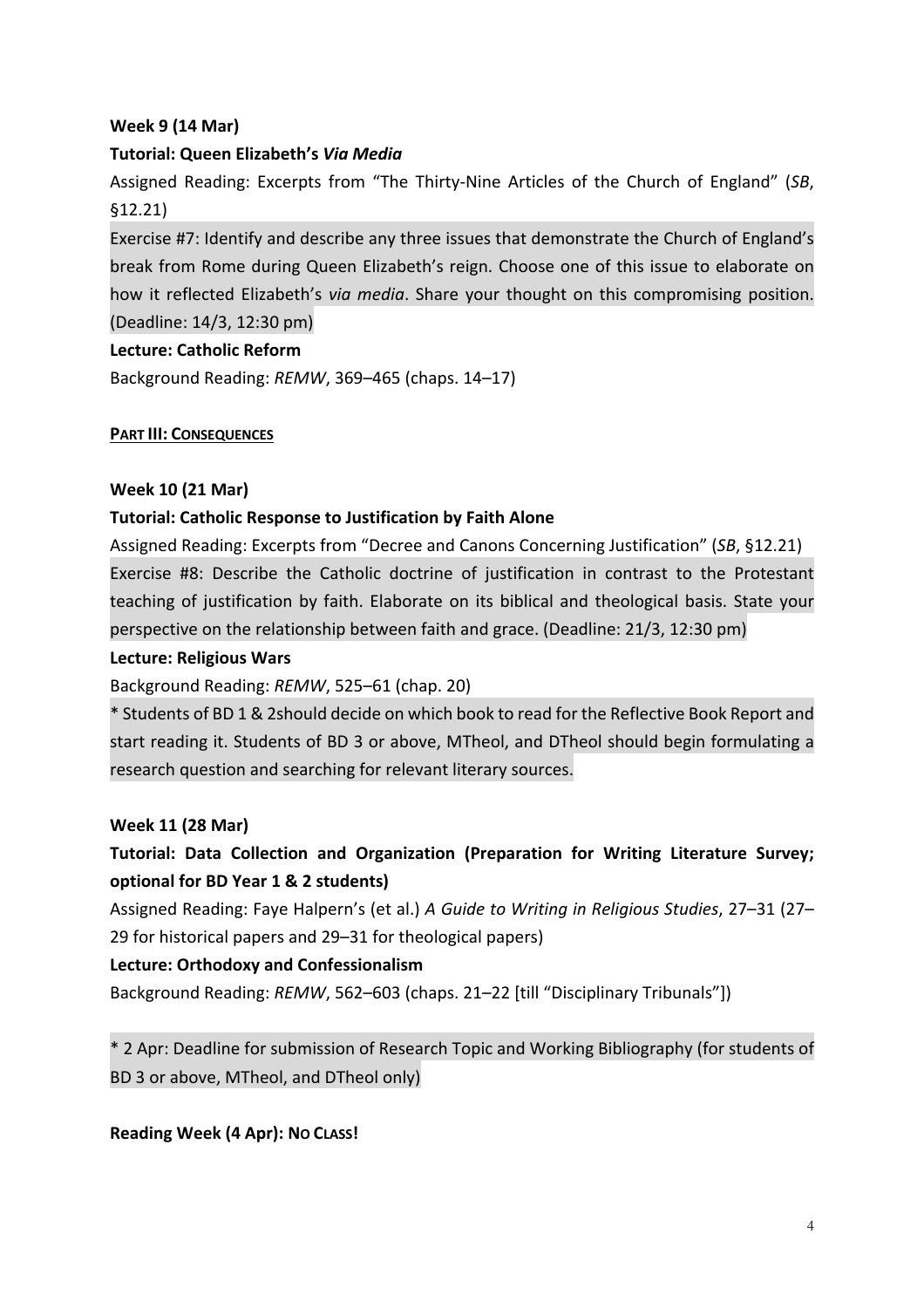**Week 9 (14 Mar)**

**Tutorial: Queen Elizabeth's *Via Media***

Assigned Reading: Excerpts from "The Thirty-Nine Articles of the Church of England" (*SB*, §12.21)

Exercise #7: Identify and describe any three issues that demonstrate the Church of England's break from Rome during Queen Elizabeth's reign. Choose one of this issue to elaborate on how it reflected Elizabeth's *via media*. Share your thought on this compromising position. (Deadline: 14/3, 12:30 pm)

**Lecture: Catholic Reform**

Background Reading: *REMW*, 369–465 (chaps. 14–17)

**PART III: CONSEQUENCES**

**Week 10 (21 Mar)**

**Tutorial: Catholic Response to Justification by Faith Alone**

Assigned Reading: Excerpts from "Decree and Canons Concerning Justification" (*SB*, §12.21)

Exercise #8: Describe the Catholic doctrine of justification in contrast to the Protestant teaching of justification by faith. Elaborate on its biblical and theological basis. State your perspective on the relationship between faith and grace. (Deadline: 21/3, 12:30 pm)

**Lecture: Religious Wars**

Background Reading: *REMW*, 525–61 (chap. 20)

* Students of BD 1 & 2should decide on which book to read for the Reflective Book Report and start reading it. Students of BD 3 or above, MTheol, and DTheol should begin formulating a research question and searching for relevant literary sources.

**Week 11 (28 Mar)**

**Tutorial: Data Collection and Organization (Preparation for Writing Literature Survey; optional for BD Year 1 & 2 students)**

Assigned Reading: Faye Halpern's (et al.) *A Guide to Writing in Religious Studies*, 27–31 (27–29 for historical papers and 29–31 for theological papers)

**Lecture: Orthodoxy and Confessionalism**

Background Reading: *REMW*, 562–603 (chaps. 21–22 [till "Disciplinary Tribunals"])

* 2 Apr: Deadline for submission of Research Topic and Working Bibliography (for students of BD 3 or above, MTheol, and DTheol only)

**Reading Week (4 Apr): NO CLASS!**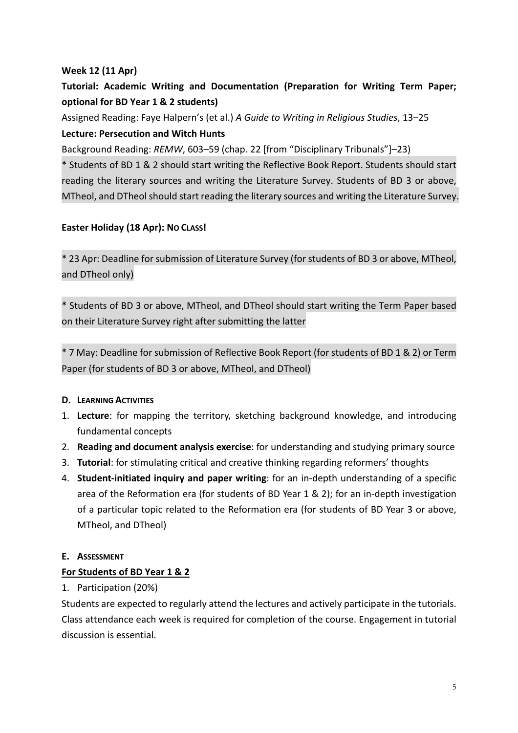**Week 12 (11 Apr)**

**Tutorial: Academic Writing and Documentation (Preparation for Writing Term Paper; optional for BD Year 1 & 2 students)**

Assigned Reading: Faye Halpern's (et al.) *A Guide to Writing in Religious Studies*, 13–25

**Lecture: Persecution and Witch Hunts**

Background Reading: *REMW*, 603–59 (chap. 22 [from "Disciplinary Tribunals"]–23)

* Students of BD 1 & 2 should start writing the Reflective Book Report. Students should start reading the literary sources and writing the Literature Survey. Students of BD 3 or above, MTheol, and DTheol should start reading the literary sources and writing the Literature Survey.

**Easter Holiday (18 Apr): NO CLASS!**

* 23 Apr: Deadline for submission of Literature Survey (for students of BD 3 or above, MTheol, and DTheol only)

* Students of BD 3 or above, MTheol, and DTheol should start writing the Term Paper based on their Literature Survey right after submitting the latter

* 7 May: Deadline for submission of Reflective Book Report (for students of BD 1 & 2) or Term Paper (for students of BD 3 or above, MTheol, and DTheol)

## D. LEARNING ACTIVITIES

1. **Lecture**: for mapping the territory, sketching background knowledge, and introducing fundamental concepts
2. **Reading and document analysis exercise**: for understanding and studying primary source
3. **Tutorial**: for stimulating critical and creative thinking regarding reformers' thoughts
4. **Student-initiated inquiry and paper writing**: for an in-depth understanding of a specific area of the Reformation era (for students of BD Year 1 & 2); for an in-depth investigation of a particular topic related to the Reformation era (for students of BD Year 3 or above, MTheol, and DTheol)

## E. ASSESSMENT

### For Students of BD Year 1 & 2

1. Participation (20%)

Students are expected to regularly attend the lectures and actively participate in the tutorials. Class attendance each week is required for completion of the course. Engagement in tutorial discussion is essential.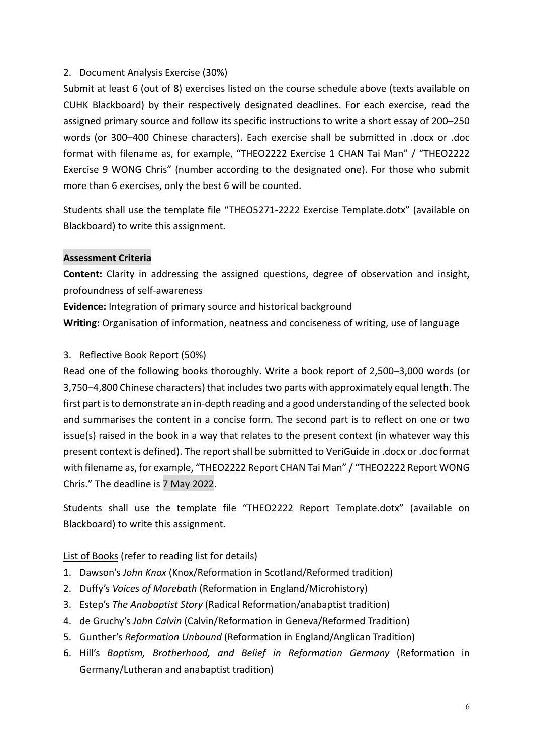2. Document Analysis Exercise (30%)

Submit at least 6 (out of 8) exercises listed on the course schedule above (texts available on CUHK Blackboard) by their respectively designated deadlines. For each exercise, read the assigned primary source and follow its specific instructions to write a short essay of 200–250 words (or 300–400 Chinese characters). Each exercise shall be submitted in .docx or .doc format with filename as, for example, "THEO2222 Exercise 1 CHAN Tai Man" / "THEO2222 Exercise 9 WONG Chris" (number according to the designated one). For those who submit more than 6 exercises, only the best 6 will be counted.

Students shall use the template file "THEO5271-2222 Exercise Template.dotx" (available on Blackboard) to write this assignment.

**Assessment Criteria**

**Content:** Clarity in addressing the assigned questions, degree of observation and insight, profoundness of self-awareness

**Evidence:** Integration of primary source and historical background

**Writing:** Organisation of information, neatness and conciseness of writing, use of language

3. Reflective Book Report (50%)

Read one of the following books thoroughly. Write a book report of 2,500–3,000 words (or 3,750–4,800 Chinese characters) that includes two parts with approximately equal length. The first part is to demonstrate an in-depth reading and a good understanding of the selected book and summarises the content in a concise form. The second part is to reflect on one or two issue(s) raised in the book in a way that relates to the present context (in whatever way this present context is defined). The report shall be submitted to VeriGuide in .docx or .doc format with filename as, for example, "THEO2222 Report CHAN Tai Man" / "THEO2222 Report WONG Chris." The deadline is 7 May 2022.

Students shall use the template file "THEO2222 Report Template.dotx" (available on Blackboard) to write this assignment.

List of Books (refer to reading list for details)

1. Dawson's *John Knox* (Knox/Reformation in Scotland/Reformed tradition)
2. Duffy's *Voices of Morebath* (Reformation in England/Microhistory)
3. Estep's *The Anabaptist Story* (Radical Reformation/anabaptist tradition)
4. de Gruchy's *John Calvin* (Calvin/Reformation in Geneva/Reformed Tradition)
5. Gunther's *Reformation Unbound* (Reformation in England/Anglican Tradition)
6. Hill's *Baptism, Brotherhood, and Belief in Reformation Germany* (Reformation in Germany/Lutheran and anabaptist tradition)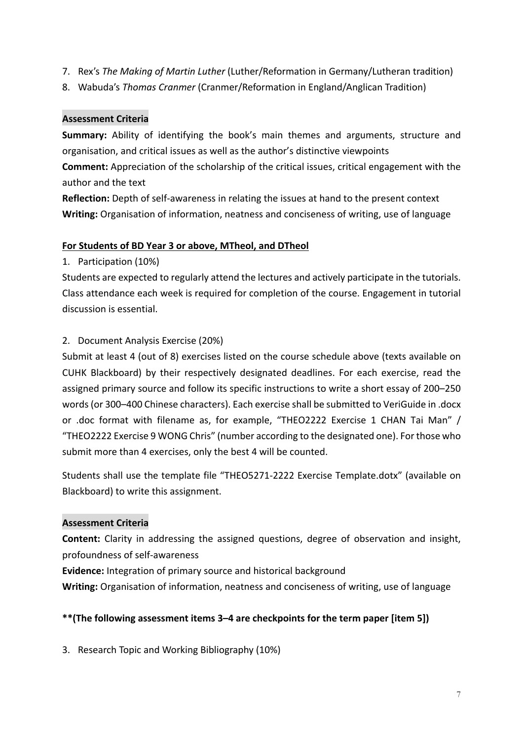7. Rex's *The Making of Martin Luther* (Luther/Reformation in Germany/Lutheran tradition)
8. Wabuda's *Thomas Cranmer* (Cranmer/Reformation in England/Anglican Tradition)

**Assessment Criteria**

**Summary:** Ability of identifying the book's main themes and arguments, structure and organisation, and critical issues as well as the author's distinctive viewpoints

**Comment:** Appreciation of the scholarship of the critical issues, critical engagement with the author and the text

**Reflection:** Depth of self-awareness in relating the issues at hand to the present context

**Writing:** Organisation of information, neatness and conciseness of writing, use of language

**For Students of BD Year 3 or above, MTheol, and DTheol**

1. Participation (10%)

Students are expected to regularly attend the lectures and actively participate in the tutorials. Class attendance each week is required for completion of the course. Engagement in tutorial discussion is essential.

2. Document Analysis Exercise (20%)

Submit at least 4 (out of 8) exercises listed on the course schedule above (texts available on CUHK Blackboard) by their respectively designated deadlines. For each exercise, read the assigned primary source and follow its specific instructions to write a short essay of 200–250 words (or 300–400 Chinese characters). Each exercise shall be submitted to VeriGuide in .docx or .doc format with filename as, for example, "THEO2222 Exercise 1 CHAN Tai Man" / "THEO2222 Exercise 9 WONG Chris" (number according to the designated one). For those who submit more than 4 exercises, only the best 4 will be counted.

Students shall use the template file "THEO5271-2222 Exercise Template.dotx" (available on Blackboard) to write this assignment.

**Assessment Criteria**

**Content:** Clarity in addressing the assigned questions, degree of observation and insight, profoundness of self-awareness

**Evidence:** Integration of primary source and historical background

**Writing:** Organisation of information, neatness and conciseness of writing, use of language

**\*\*(The following assessment items 3–4 are checkpoints for the term paper [item 5])**

3. Research Topic and Working Bibliography (10%)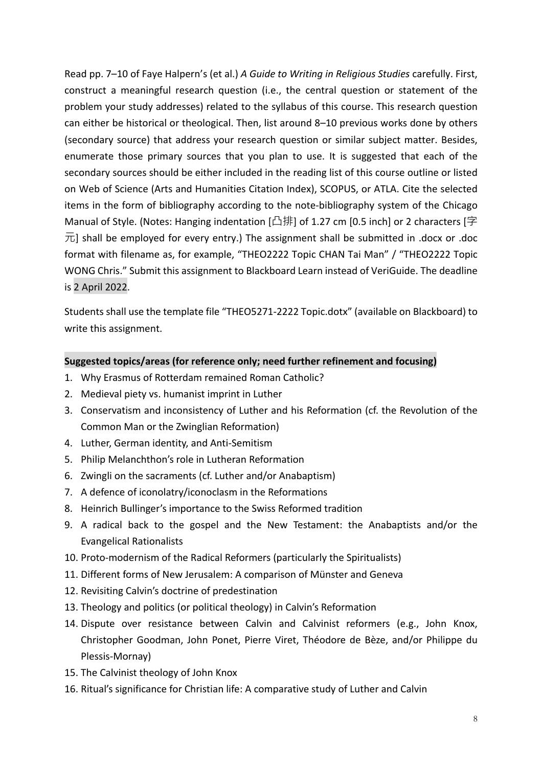Read pp. 7–10 of Faye Halpern's (et al.) *A Guide to Writing in Religious Studies* carefully. First, construct a meaningful research question (i.e., the central question or statement of the problem your study addresses) related to the syllabus of this course. This research question can either be historical or theological. Then, list around 8–10 previous works done by others (secondary source) that address your research question or similar subject matter. Besides, enumerate those primary sources that you plan to use. It is suggested that each of the secondary sources should be either included in the reading list of this course outline or listed on Web of Science (Arts and Humanities Citation Index), SCOPUS, or ATLA. Cite the selected items in the form of bibliography according to the note-bibliography system of the Chicago Manual of Style. (Notes: Hanging indentation [凸排] of 1.27 cm [0.5 inch] or 2 characters [字元] shall be employed for every entry.) The assignment shall be submitted in .docx or .doc format with filename as, for example, "THEO2222 Topic CHAN Tai Man" / "THEO2222 Topic WONG Chris." Submit this assignment to Blackboard Learn instead of VeriGuide. The deadline is 2 April 2022.

Students shall use the template file "THEO5271-2222 Topic.dotx" (available on Blackboard) to write this assignment.

**Suggested topics/areas (for reference only; need further refinement and focusing)**

1. Why Erasmus of Rotterdam remained Roman Catholic?
2. Medieval piety vs. humanist imprint in Luther
3. Conservatism and inconsistency of Luther and his Reformation (cf. the Revolution of the Common Man or the Zwinglian Reformation)
4. Luther, German identity, and Anti-Semitism
5. Philip Melanchthon's role in Lutheran Reformation
6. Zwingli on the sacraments (cf. Luther and/or Anabaptism)
7. A defence of iconolatry/iconoclasm in the Reformations
8. Heinrich Bullinger's importance to the Swiss Reformed tradition
9. A radical back to the gospel and the New Testament: the Anabaptists and/or the Evangelical Rationalists
10. Proto-modernism of the Radical Reformers (particularly the Spiritualists)
11. Different forms of New Jerusalem: A comparison of Münster and Geneva
12. Revisiting Calvin's doctrine of predestination
13. Theology and politics (or political theology) in Calvin's Reformation
14. Dispute over resistance between Calvin and Calvinist reformers (e.g., John Knox, Christopher Goodman, John Ponet, Pierre Viret, Théodore de Bèze, and/or Philippe du Plessis-Mornay)
15. The Calvinist theology of John Knox
16. Ritual's significance for Christian life: A comparative study of Luther and Calvin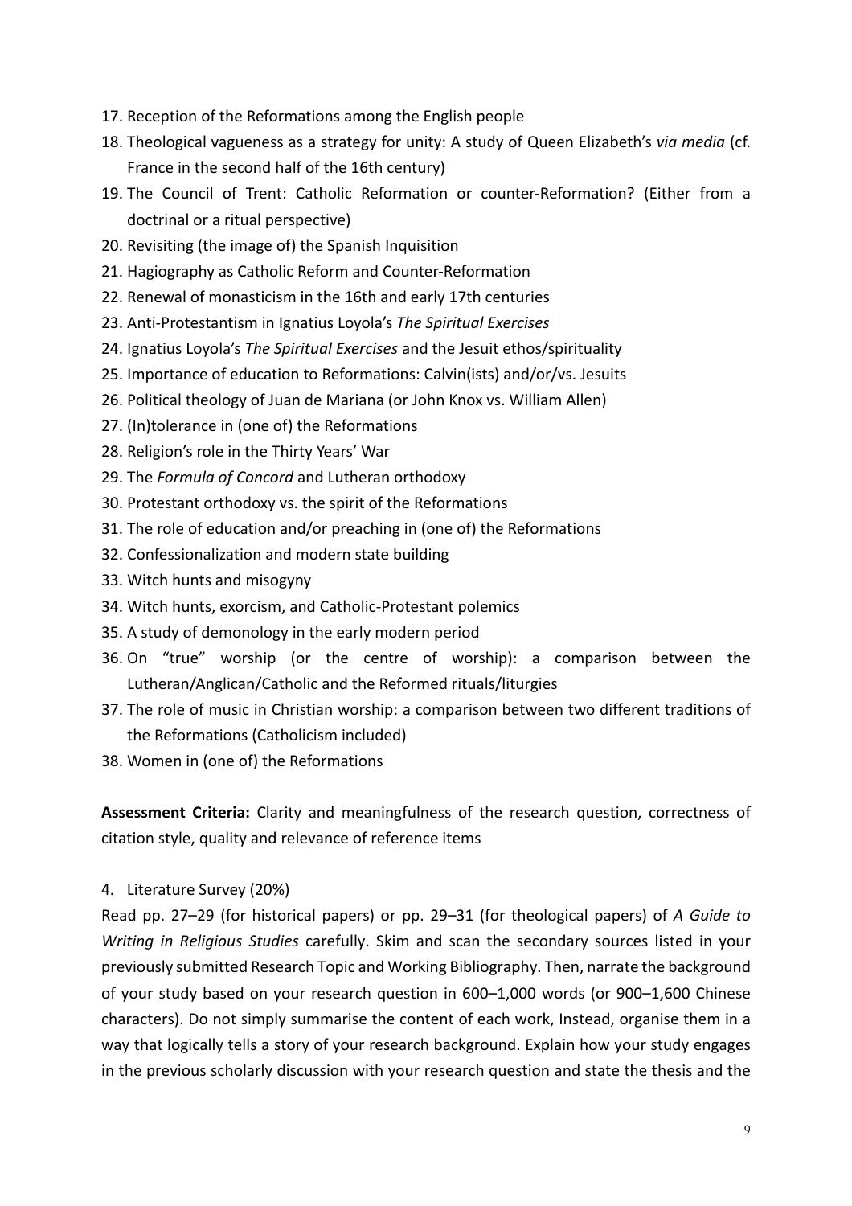17. Reception of the Reformations among the English people
18. Theological vagueness as a strategy for unity: A study of Queen Elizabeth's *via media* (cf. France in the second half of the 16th century)
19. The Council of Trent: Catholic Reformation or counter-Reformation? (Either from a doctrinal or a ritual perspective)
20. Revisiting (the image of) the Spanish Inquisition
21. Hagiography as Catholic Reform and Counter-Reformation
22. Renewal of monasticism in the 16th and early 17th centuries
23. Anti-Protestantism in Ignatius Loyola's *The Spiritual Exercises*
24. Ignatius Loyola's *The Spiritual Exercises* and the Jesuit ethos/spirituality
25. Importance of education to Reformations: Calvin(ists) and/or/vs. Jesuits
26. Political theology of Juan de Mariana (or John Knox vs. William Allen)
27. (In)tolerance in (one of) the Reformations
28. Religion's role in the Thirty Years' War
29. The *Formula of Concord* and Lutheran orthodoxy
30. Protestant orthodoxy vs. the spirit of the Reformations
31. The role of education and/or preaching in (one of) the Reformations
32. Confessionalization and modern state building
33. Witch hunts and misogyny
34. Witch hunts, exorcism, and Catholic-Protestant polemics
35. A study of demonology in the early modern period
36. On "true" worship (or the centre of worship): a comparison between the Lutheran/Anglican/Catholic and the Reformed rituals/liturgies
37. The role of music in Christian worship: a comparison between two different traditions of the Reformations (Catholicism included)
38. Women in (one of) the Reformations

**Assessment Criteria:** Clarity and meaningfulness of the research question, correctness of citation style, quality and relevance of reference items

4. Literature Survey (20%)

Read pp. 27–29 (for historical papers) or pp. 29–31 (for theological papers) of *A Guide to Writing in Religious Studies* carefully. Skim and scan the secondary sources listed in your previously submitted Research Topic and Working Bibliography. Then, narrate the background of your study based on your research question in 600–1,000 words (or 900–1,600 Chinese characters). Do not simply summarise the content of each work, Instead, organise them in a way that logically tells a story of your research background. Explain how your study engages in the previous scholarly discussion with your research question and state the thesis and the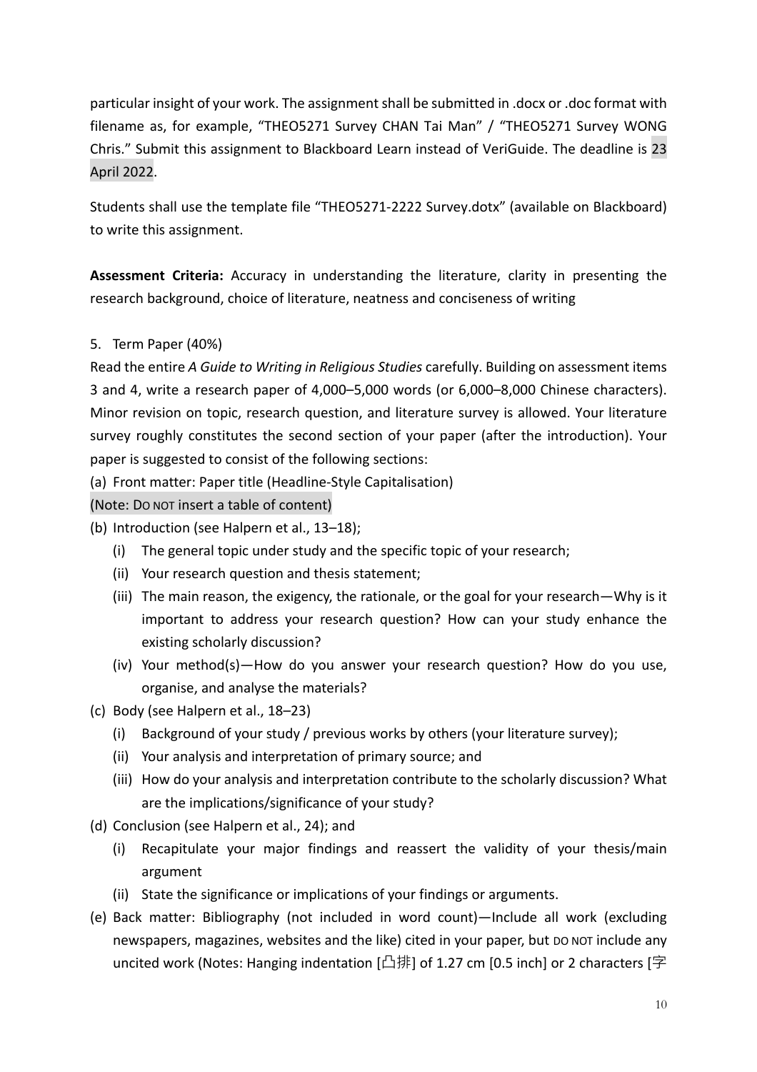particular insight of your work. The assignment shall be submitted in .docx or .doc format with filename as, for example, "THEO5271 Survey CHAN Tai Man" / "THEO5271 Survey WONG Chris." Submit this assignment to Blackboard Learn instead of VeriGuide. The deadline is 23 April 2022.

Students shall use the template file "THEO5271-2222 Survey.dotx" (available on Blackboard) to write this assignment.

**Assessment Criteria:** Accuracy in understanding the literature, clarity in presenting the research background, choice of literature, neatness and conciseness of writing

5. Term Paper (40%)

Read the entire *A Guide to Writing in Religious Studies* carefully. Building on assessment items 3 and 4, write a research paper of 4,000–5,000 words (or 6,000–8,000 Chinese characters). Minor revision on topic, research question, and literature survey is allowed. Your literature survey roughly constitutes the second section of your paper (after the introduction). Your paper is suggested to consist of the following sections:

(a) Front matter: Paper title (Headline-Style Capitalisation)

(Note: DO NOT insert a table of content)

(b) Introduction (see Halpern et al., 13–18);
   - (i) The general topic under study and the specific topic of your research;
   - (ii) Your research question and thesis statement;
   - (iii) The main reason, the exigency, the rationale, or the goal for your research—Why is it important to address your research question? How can your study enhance the existing scholarly discussion?
   - (iv) Your method(s)—How do you answer your research question? How do you use, organise, and analyse the materials?

(c) Body (see Halpern et al., 18–23)
   - (i) Background of your study / previous works by others (your literature survey);
   - (ii) Your analysis and interpretation of primary source; and
   - (iii) How do your analysis and interpretation contribute to the scholarly discussion? What are the implications/significance of your study?

(d) Conclusion (see Halpern et al., 24); and
   - (i) Recapitulate your major findings and reassert the validity of your thesis/main argument
   - (ii) State the significance or implications of your findings or arguments.

(e) Back matter: Bibliography (not included in word count)—Include all work (excluding newspapers, magazines, websites and the like) cited in your paper, but DO NOT include any uncited work (Notes: Hanging indentation [凸排] of 1.27 cm [0.5 inch] or 2 characters [字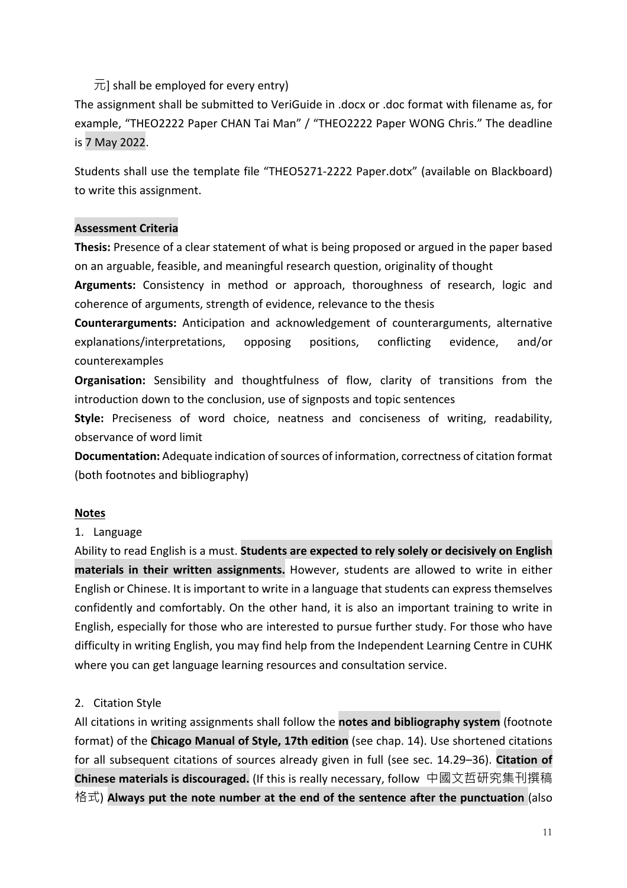元] shall be employed for every entry)

The assignment shall be submitted to VeriGuide in .docx or .doc format with filename as, for example, "THEO2222 Paper CHAN Tai Man" / "THEO2222 Paper WONG Chris." The deadline is 7 May 2022.

Students shall use the template file "THEO5271-2222 Paper.dotx" (available on Blackboard) to write this assignment.

**Assessment Criteria**

**Thesis:** Presence of a clear statement of what is being proposed or argued in the paper based on an arguable, feasible, and meaningful research question, originality of thought

**Arguments:** Consistency in method or approach, thoroughness of research, logic and coherence of arguments, strength of evidence, relevance to the thesis

**Counterarguments:** Anticipation and acknowledgement of counterarguments, alternative explanations/interpretations, opposing positions, conflicting evidence, and/or counterexamples

**Organisation:** Sensibility and thoughtfulness of flow, clarity of transitions from the introduction down to the conclusion, use of signposts and topic sentences

**Style:** Preciseness of word choice, neatness and conciseness of writing, readability, observance of word limit

**Documentation:** Adequate indication of sources of information, correctness of citation format (both footnotes and bibliography)

**Notes**

1. Language

Ability to read English is a must. **Students are expected to rely solely or decisively on English materials in their written assignments.** However, students are allowed to write in either English or Chinese. It is important to write in a language that students can express themselves confidently and comfortably. On the other hand, it is also an important training to write in English, especially for those who are interested to pursue further study. For those who have difficulty in writing English, you may find help from the Independent Learning Centre in CUHK where you can get language learning resources and consultation service.

2. Citation Style

All citations in writing assignments shall follow the **notes and bibliography system** (footnote format) of the **Chicago Manual of Style, 17th edition** (see chap. 14). Use shortened citations for all subsequent citations of sources already given in full (see sec. 14.29–36). **Citation of Chinese materials is discouraged.** (If this is really necessary, follow 中國文哲研究集刊撰稿格式) **Always put the note number at the end of the sentence after the punctuation** (also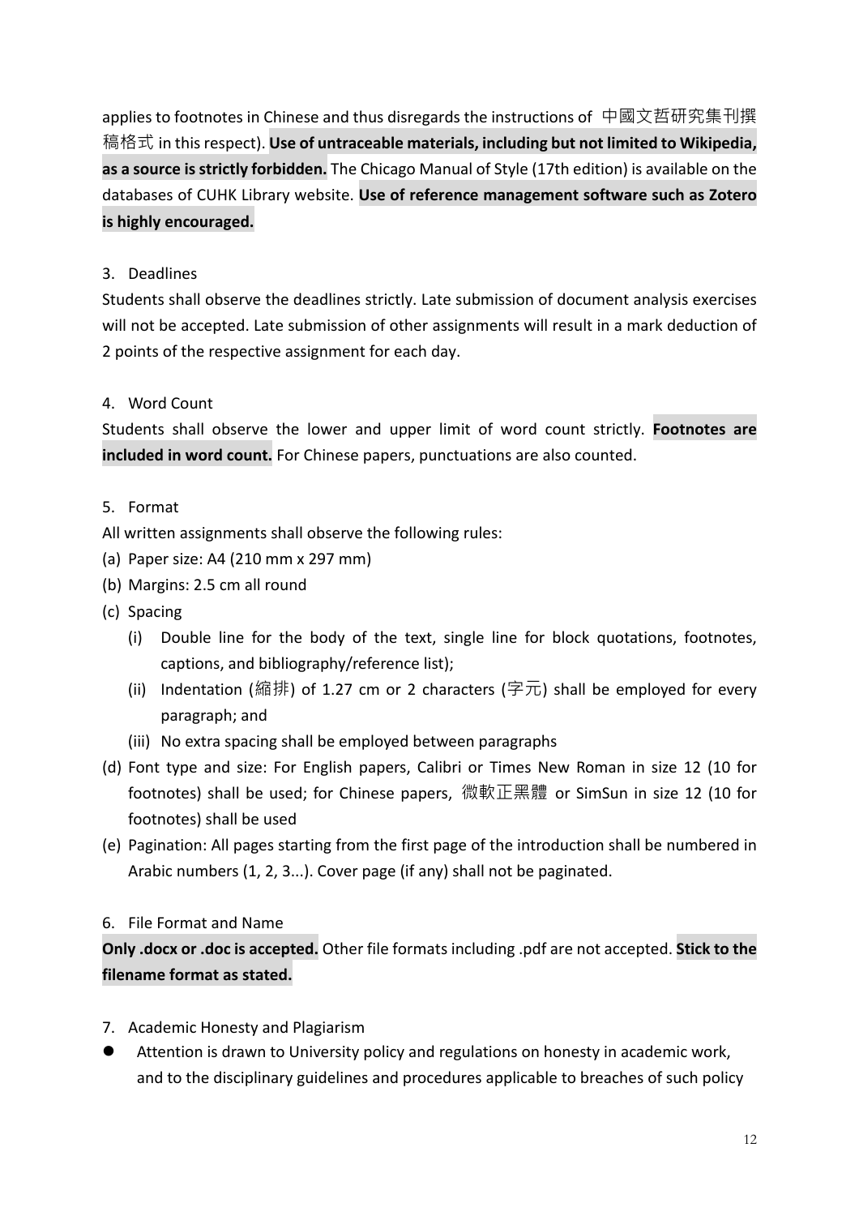applies to footnotes in Chinese and thus disregards the instructions of 中國文哲研究集刊撰稿格式 in this respect). **Use of untraceable materials, including but not limited to Wikipedia, as a source is strictly forbidden.** The Chicago Manual of Style (17th edition) is available on the databases of CUHK Library website. **Use of reference management software such as Zotero is highly encouraged.**

3. Deadlines

Students shall observe the deadlines strictly. Late submission of document analysis exercises will not be accepted. Late submission of other assignments will result in a mark deduction of 2 points of the respective assignment for each day.

4. Word Count

Students shall observe the lower and upper limit of word count strictly. **Footnotes are included in word count.** For Chinese papers, punctuations are also counted.

5. Format

All written assignments shall observe the following rules:

(a) Paper size: A4 (210 mm x 297 mm)
(b) Margins: 2.5 cm all round
(c) Spacing
   (i) Double line for the body of the text, single line for block quotations, footnotes, captions, and bibliography/reference list);
   (ii) Indentation (縮排) of 1.27 cm or 2 characters (字元) shall be employed for every paragraph; and
   (iii) No extra spacing shall be employed between paragraphs
(d) Font type and size: For English papers, Calibri or Times New Roman in size 12 (10 for footnotes) shall be used; for Chinese papers, 微軟正黑體 or SimSun in size 12 (10 for footnotes) shall be used
(e) Pagination: All pages starting from the first page of the introduction shall be numbered in Arabic numbers (1, 2, 3...). Cover page (if any) shall not be paginated.

6. File Format and Name

**Only .docx or .doc is accepted.** Other file formats including .pdf are not accepted. **Stick to the filename format as stated.**

7. Academic Honesty and Plagiarism

- Attention is drawn to University policy and regulations on honesty in academic work, and to the disciplinary guidelines and procedures applicable to breaches of such policy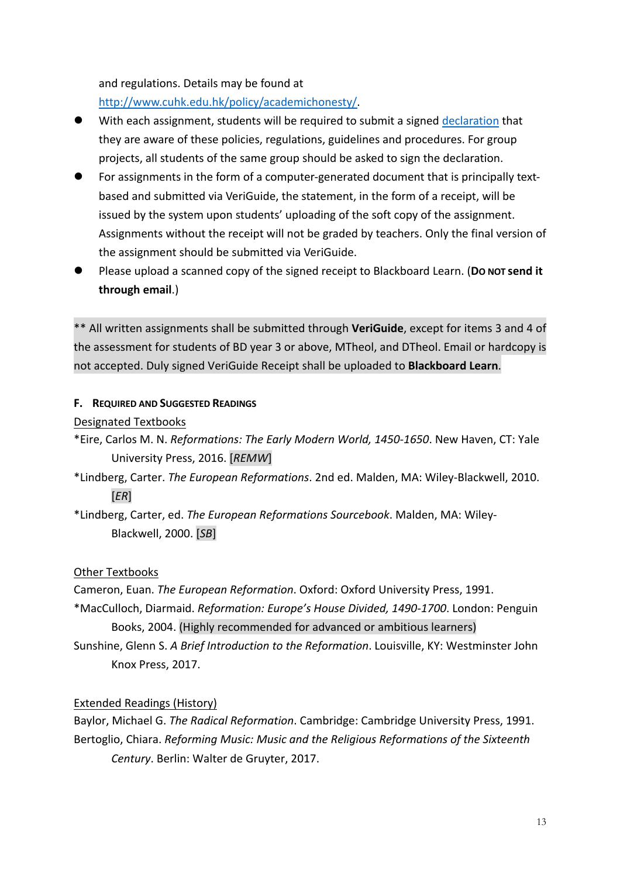and regulations. Details may be found at
http://www.cuhk.edu.hk/policy/academichonesty/.

- With each assignment, students will be required to submit a signed declaration that they are aware of these policies, regulations, guidelines and procedures. For group projects, all students of the same group should be asked to sign the declaration.
- For assignments in the form of a computer-generated document that is principally text-based and submitted via VeriGuide, the statement, in the form of a receipt, will be issued by the system upon students' uploading of the soft copy of the assignment. Assignments without the receipt will not be graded by teachers. Only the final version of the assignment should be submitted via VeriGuide.
- Please upload a scanned copy of the signed receipt to Blackboard Learn. (**Do not send it through email**.)

** All written assignments shall be submitted through **VeriGuide**, except for items 3 and 4 of the assessment for students of BD year 3 or above, MTheol, and DTheol. Email or hardcopy is not accepted. Duly signed VeriGuide Receipt shall be uploaded to **Blackboard Learn**.

### F. Required and Suggested Readings

Designated Textbooks

*Eire, Carlos M. N. *Reformations: The Early Modern World, 1450-1650*. New Haven, CT: Yale University Press, 2016. [*REMW*]

*Lindberg, Carter. *The European Reformations*. 2nd ed. Malden, MA: Wiley-Blackwell, 2010. [*ER*]

*Lindberg, Carter, ed. *The European Reformations Sourcebook*. Malden, MA: Wiley-Blackwell, 2000. [*SB*]

Other Textbooks

Cameron, Euan. *The European Reformation*. Oxford: Oxford University Press, 1991.

*MacCulloch, Diarmaid. *Reformation: Europe's House Divided, 1490-1700*. London: Penguin Books, 2004. (Highly recommended for advanced or ambitious learners)

Sunshine, Glenn S. *A Brief Introduction to the Reformation*. Louisville, KY: Westminster John Knox Press, 2017.

Extended Readings (History)

Baylor, Michael G. *The Radical Reformation*. Cambridge: Cambridge University Press, 1991.

Bertoglio, Chiara. *Reforming Music: Music and the Religious Reformations of the Sixteenth Century*. Berlin: Walter de Gruyter, 2017.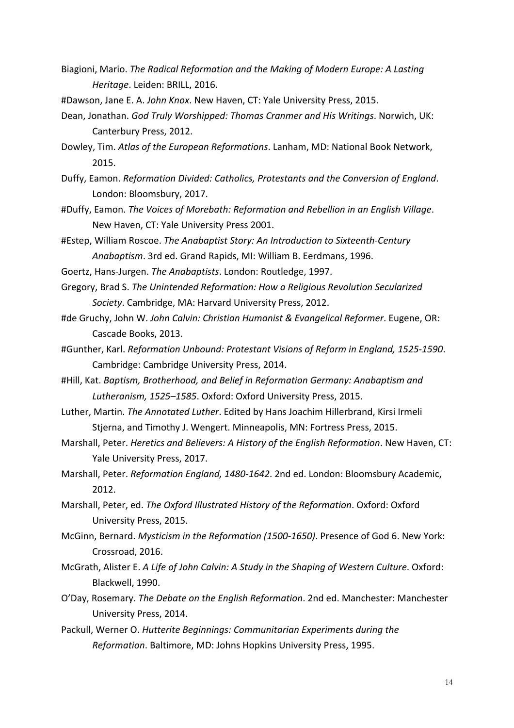Biagioni, Mario. *The Radical Reformation and the Making of Modern Europe: A Lasting Heritage*. Leiden: BRILL, 2016.

#Dawson, Jane E. A. *John Knox*. New Haven, CT: Yale University Press, 2015.

Dean, Jonathan. *God Truly Worshipped: Thomas Cranmer and His Writings*. Norwich, UK: Canterbury Press, 2012.

Dowley, Tim. *Atlas of the European Reformations*. Lanham, MD: National Book Network, 2015.

Duffy, Eamon. *Reformation Divided: Catholics, Protestants and the Conversion of England*. London: Bloomsbury, 2017.

#Duffy, Eamon. *The Voices of Morebath: Reformation and Rebellion in an English Village*. New Haven, CT: Yale University Press 2001.

#Estep, William Roscoe. *The Anabaptist Story: An Introduction to Sixteenth-Century Anabaptism*. 3rd ed. Grand Rapids, MI: William B. Eerdmans, 1996.

Goertz, Hans-Jurgen. *The Anabaptists*. London: Routledge, 1997.

Gregory, Brad S. *The Unintended Reformation: How a Religious Revolution Secularized Society*. Cambridge, MA: Harvard University Press, 2012.

#de Gruchy, John W. *John Calvin: Christian Humanist & Evangelical Reformer*. Eugene, OR: Cascade Books, 2013.

#Gunther, Karl. *Reformation Unbound: Protestant Visions of Reform in England, 1525-1590*. Cambridge: Cambridge University Press, 2014.

#Hill, Kat. *Baptism, Brotherhood, and Belief in Reformation Germany: Anabaptism and Lutheranism, 1525–1585*. Oxford: Oxford University Press, 2015.

Luther, Martin. *The Annotated Luther*. Edited by Hans Joachim Hillerbrand, Kirsi Irmeli Stjerna, and Timothy J. Wengert. Minneapolis, MN: Fortress Press, 2015.

Marshall, Peter. *Heretics and Believers: A History of the English Reformation*. New Haven, CT: Yale University Press, 2017.

Marshall, Peter. *Reformation England, 1480-1642*. 2nd ed. London: Bloomsbury Academic, 2012.

Marshall, Peter, ed. *The Oxford Illustrated History of the Reformation*. Oxford: Oxford University Press, 2015.

McGinn, Bernard. *Mysticism in the Reformation (1500-1650)*. Presence of God 6. New York: Crossroad, 2016.

McGrath, Alister E. *A Life of John Calvin: A Study in the Shaping of Western Culture*. Oxford: Blackwell, 1990.

O'Day, Rosemary. *The Debate on the English Reformation*. 2nd ed. Manchester: Manchester University Press, 2014.

Packull, Werner O. *Hutterite Beginnings: Communitarian Experiments during the Reformation*. Baltimore, MD: Johns Hopkins University Press, 1995.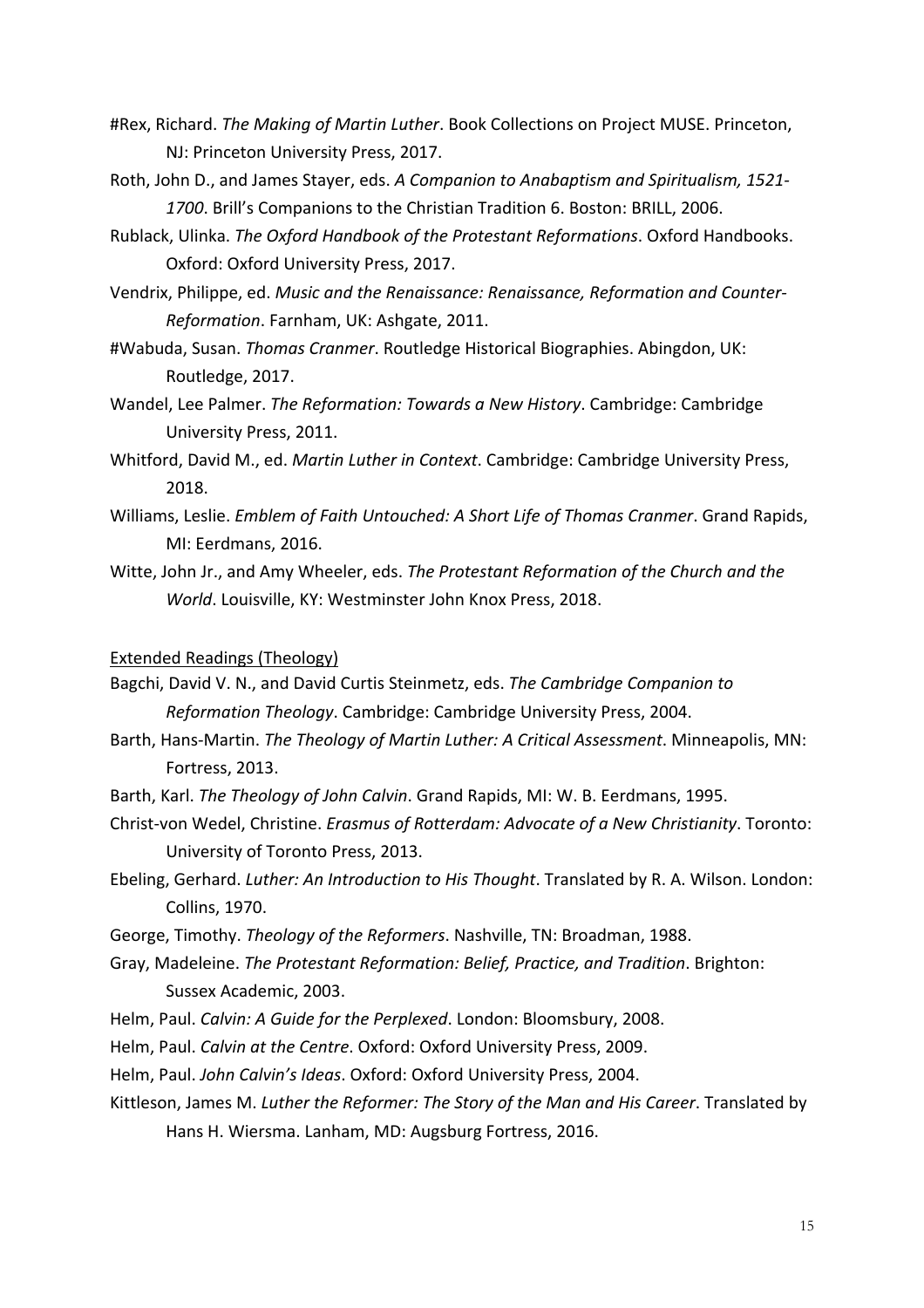#Rex, Richard. *The Making of Martin Luther*. Book Collections on Project MUSE. Princeton, NJ: Princeton University Press, 2017.

Roth, John D., and James Stayer, eds. *A Companion to Anabaptism and Spiritualism, 1521-1700*. Brill's Companions to the Christian Tradition 6. Boston: BRILL, 2006.

Rublack, Ulinka. *The Oxford Handbook of the Protestant Reformations*. Oxford Handbooks. Oxford: Oxford University Press, 2017.

Vendrix, Philippe, ed. *Music and the Renaissance: Renaissance, Reformation and Counter-Reformation*. Farnham, UK: Ashgate, 2011.

#Wabuda, Susan. *Thomas Cranmer*. Routledge Historical Biographies. Abingdon, UK: Routledge, 2017.

Wandel, Lee Palmer. *The Reformation: Towards a New History*. Cambridge: Cambridge University Press, 2011.

Whitford, David M., ed. *Martin Luther in Context*. Cambridge: Cambridge University Press, 2018.

Williams, Leslie. *Emblem of Faith Untouched: A Short Life of Thomas Cranmer*. Grand Rapids, MI: Eerdmans, 2016.

Witte, John Jr., and Amy Wheeler, eds. *The Protestant Reformation of the Church and the World*. Louisville, KY: Westminster John Knox Press, 2018.

<u>Extended Readings (Theology)</u>

Bagchi, David V. N., and David Curtis Steinmetz, eds. *The Cambridge Companion to Reformation Theology*. Cambridge: Cambridge University Press, 2004.

Barth, Hans-Martin. *The Theology of Martin Luther: A Critical Assessment*. Minneapolis, MN: Fortress, 2013.

Barth, Karl. *The Theology of John Calvin*. Grand Rapids, MI: W. B. Eerdmans, 1995.

Christ-von Wedel, Christine. *Erasmus of Rotterdam: Advocate of a New Christianity*. Toronto: University of Toronto Press, 2013.

Ebeling, Gerhard. *Luther: An Introduction to His Thought*. Translated by R. A. Wilson. London: Collins, 1970.

George, Timothy. *Theology of the Reformers*. Nashville, TN: Broadman, 1988.

Gray, Madeleine. *The Protestant Reformation: Belief, Practice, and Tradition*. Brighton: Sussex Academic, 2003.

Helm, Paul. *Calvin: A Guide for the Perplexed*. London: Bloomsbury, 2008.

Helm, Paul. *Calvin at the Centre*. Oxford: Oxford University Press, 2009.

Helm, Paul. *John Calvin's Ideas*. Oxford: Oxford University Press, 2004.

Kittleson, James M. *Luther the Reformer: The Story of the Man and His Career*. Translated by Hans H. Wiersma. Lanham, MD: Augsburg Fortress, 2016.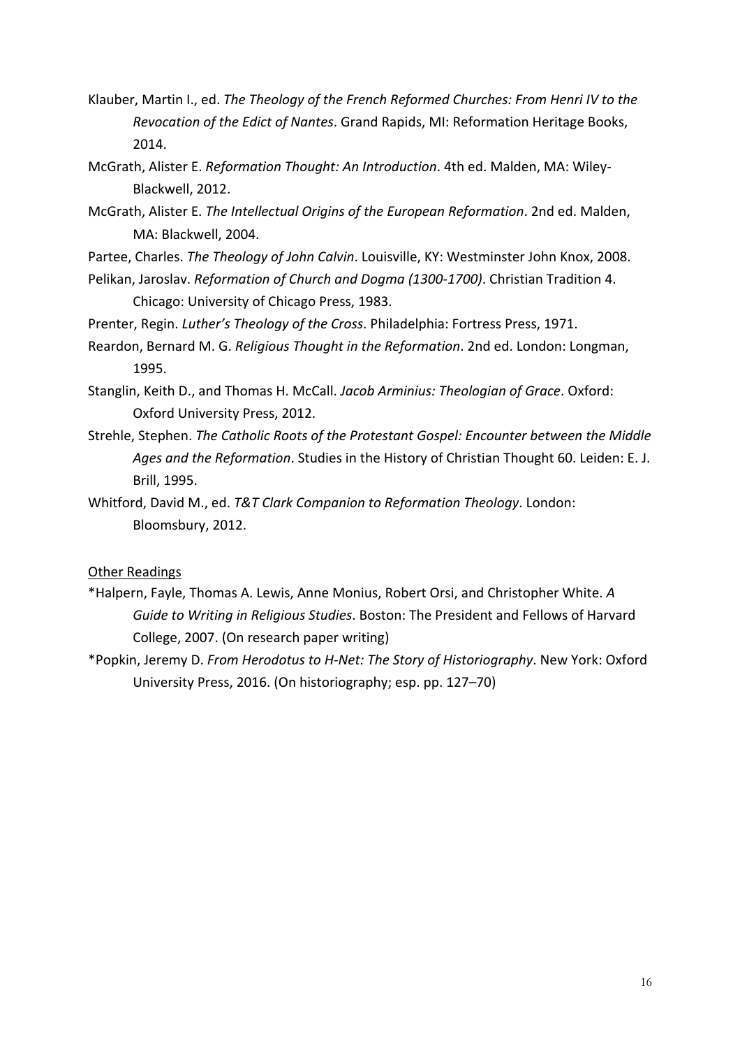Klauber, Martin I., ed. *The Theology of the French Reformed Churches: From Henri IV to the Revocation of the Edict of Nantes*. Grand Rapids, MI: Reformation Heritage Books, 2014.

McGrath, Alister E. *Reformation Thought: An Introduction*. 4th ed. Malden, MA: Wiley-Blackwell, 2012.

McGrath, Alister E. *The Intellectual Origins of the European Reformation*. 2nd ed. Malden, MA: Blackwell, 2004.

Partee, Charles. *The Theology of John Calvin*. Louisville, KY: Westminster John Knox, 2008.

Pelikan, Jaroslav. *Reformation of Church and Dogma (1300-1700)*. Christian Tradition 4. Chicago: University of Chicago Press, 1983.

Prenter, Regin. *Luther's Theology of the Cross*. Philadelphia: Fortress Press, 1971.

Reardon, Bernard M. G. *Religious Thought in the Reformation*. 2nd ed. London: Longman, 1995.

Stanglin, Keith D., and Thomas H. McCall. *Jacob Arminius: Theologian of Grace*. Oxford: Oxford University Press, 2012.

Strehle, Stephen. *The Catholic Roots of the Protestant Gospel: Encounter between the Middle Ages and the Reformation*. Studies in the History of Christian Thought 60. Leiden: E. J. Brill, 1995.

Whitford, David M., ed. *T&T Clark Companion to Reformation Theology*. London: Bloomsbury, 2012.

<u>Other Readings</u>

*Halpern, Fayle, Thomas A. Lewis, Anne Monius, Robert Orsi, and Christopher White. *A Guide to Writing in Religious Studies*. Boston: The President and Fellows of Harvard College, 2007. (On research paper writing)

*Popkin, Jeremy D. *From Herodotus to H-Net: The Story of Historiography*. New York: Oxford University Press, 2016. (On historiography; esp. pp. 127–70)